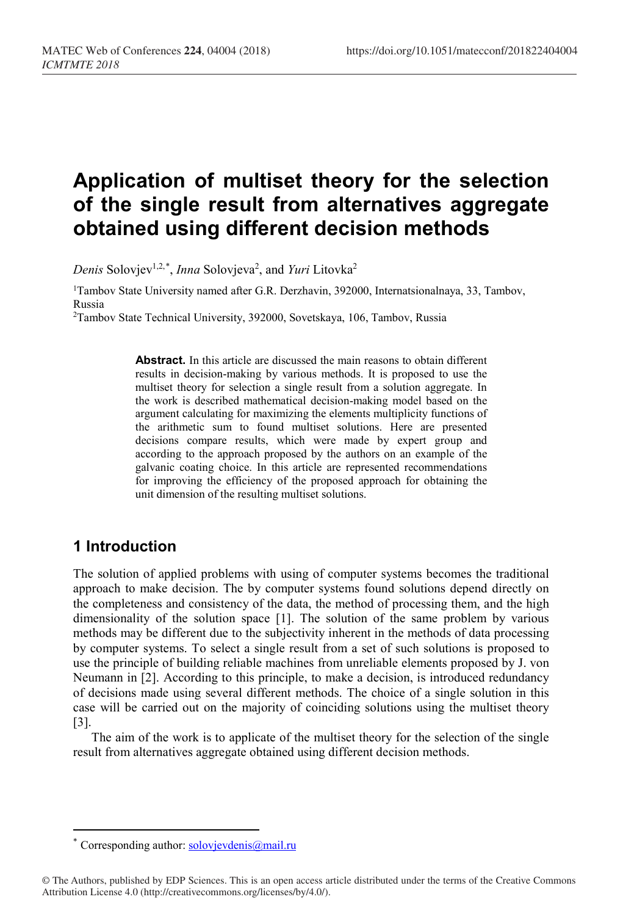# Application of multiset theory for the selection of the single result from alternatives aggregate obtained using different decision methods

*Denis* Solovjev[1,2,*], *Inna* Solovjeva[2], and *Yuri* Litovka[2]

[1]Tambov State University named after G.R. Derzhavin, 392000, Internatsionalnaya, 33, Tambov, Russia

[2]Tambov State Technical University, 392000, Sovetskaya, 106, Tambov, Russia

**Abstract.** In this article are discussed the main reasons to obtain different results in decision-making by various methods. It is proposed to use the multiset theory for selection a single result from a solution aggregate. In the work is described mathematical decision-making model based on the argument calculating for maximizing the elements multiplicity functions of the arithmetic sum to found multiset solutions. Here are presented decisions compare results, which were made by expert group and according to the approach proposed by the authors on an example of the galvanic coating choice. In this article are represented recommendations for improving the efficiency of the proposed approach for obtaining the unit dimension of the resulting multiset solutions.

## 1 Introduction

The solution of applied problems with using of computer systems becomes the traditional approach to make decision. The by computer systems found solutions depend directly on the completeness and consistency of the data, the method of processing them, and the high dimensionality of the solution space [1]. The solution of the same problem by various methods may be different due to the subjectivity inherent in the methods of data processing by computer systems. To select a single result from a set of such solutions is proposed to use the principle of building reliable machines from unreliable elements proposed by J. von Neumann in [2]. According to this principle, to make a decision, is introduced redundancy of decisions made using several different methods. The choice of a single solution in this case will be carried out on the majority of coinciding solutions using the multiset theory [3].

The aim of the work is to applicate of the multiset theory for the selection of the single result from alternatives aggregate obtained using different decision methods.

---

* Corresponding author: solovjevdenis@mail.ru

© The Authors, published by EDP Sciences. This is an open access article distributed under the terms of the Creative Commons Attribution License 4.0 (http://creativecommons.org/licenses/by/4.0/).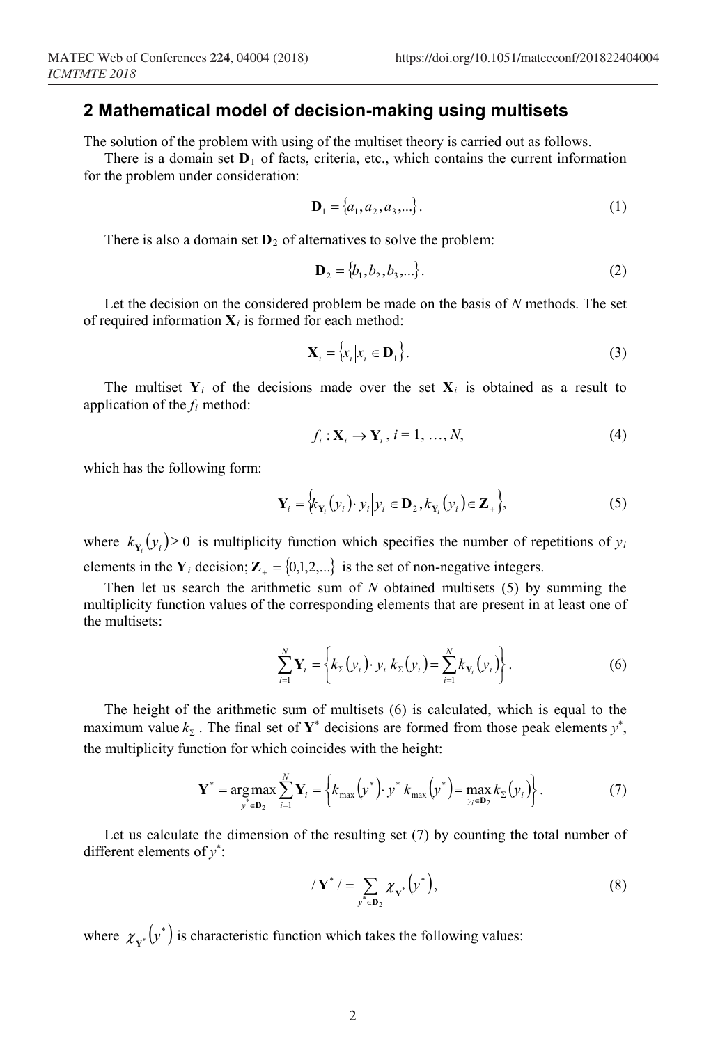## 2 Mathematical model of decision-making using multisets

The solution of the problem with using of the multiset theory is carried out as follows.

There is a domain set $\mathbf{D}_1$ of facts, criteria, etc., which contains the current information for the problem under consideration:

$$\mathbf{D}_1 = \{a_1, a_2, a_3, ...\}. \tag{1}$$

There is also a domain set $\mathbf{D}_2$ of alternatives to solve the problem:

$$\mathbf{D}_2 = \{b_1, b_2, b_3, ...\}. \tag{2}$$

Let the decision on the considered problem be made on the basis of $N$ methods. The set of required information $\mathbf{X}_i$ is formed for each method:

$$\mathbf{X}_i = \{x_i | x_i \in \mathbf{D}_1\}. \tag{3}$$

The multiset $\mathbf{Y}_i$ of the decisions made over the set $\mathbf{X}_i$ is obtained as a result to application of the $f_i$ method:

$$f_i : \mathbf{X}_i \to \mathbf{Y}_i, \ i = 1, \ldots, N, \tag{4}$$

which has the following form:

$$\mathbf{Y}_i = \{k_{\mathbf{Y}_i}(y_i) \cdot y_i | y_i \in \mathbf{D}_2, k_{\mathbf{Y}_i}(y_i) \in \mathbf{Z}_+\}, \tag{5}$$

where $k_{\mathbf{Y}_i}(y_i) \geq 0$ is multiplicity function which specifies the number of repetitions of $y_i$ elements in the $\mathbf{Y}_i$ decision; $\mathbf{Z}_+ = \{0,1,2,...\}$ is the set of non-negative integers.

Then let us search the arithmetic sum of $N$ obtained multisets (5) by summing the multiplicity function values of the corresponding elements that are present in at least one of the multisets:

$$\sum_{i=1}^{N} \mathbf{Y}_i = \left\{ k_\Sigma(y_i) \cdot y_i \middle| k_\Sigma(y_i) = \sum_{i=1}^{N} k_{\mathbf{Y}_i}(y_i) \right\}. \tag{6}$$

The height of the arithmetic sum of multisets (6) is calculated, which is equal to the maximum value $k_\Sigma$. The final set of $\mathbf{Y}^*$ decisions are formed from those peak elements $y^*$, the multiplicity function for which coincides with the height:

$$\mathbf{Y}^* = \underset{y^* \in \mathbf{D}_2}{\arg\max} \sum_{i=1}^{N} \mathbf{Y}_i = \left\{ k_{\max}(y^*) \cdot y^* \middle| k_{\max}(y^*) = \max_{y_i \in \mathbf{D}_2} k_\Sigma(y_i) \right\}. \tag{7}$$

Let us calculate the dimension of the resulting set (7) by counting the total number of different elements of $y^*$:

$$/\mathbf{Y}^*/ = \sum_{y^* \in \mathbf{D}_2} \chi_{\mathbf{Y}^*}(y^*), \tag{8}$$

where $\chi_{\mathbf{Y}^*}(y^*)$ is characteristic function which takes the following values: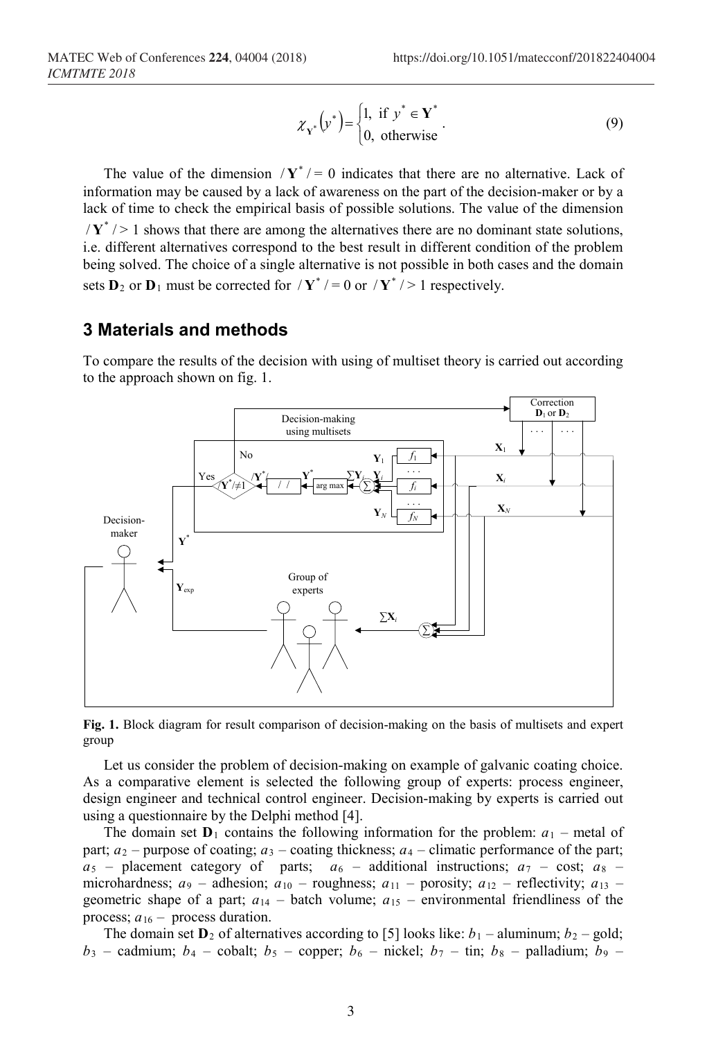$$\chi_{\mathbf{Y}^*}\left(y^*\right)=\begin{cases}1, \text{ if } y^* \in \mathbf{Y}^* \\ 0, \text{ otherwise}\end{cases}. \tag{9}$$

The value of the dimension $/\mathbf{Y}^*/ = 0$ indicates that there are no alternative. Lack of information may be caused by a lack of awareness on the part of the decision-maker or by a lack of time to check the empirical basis of possible solutions. The value of the dimension $/\mathbf{Y}^*/ > 1$ shows that there are among the alternatives there are no dominant state solutions, i.e. different alternatives correspond to the best result in different condition of the problem being solved. The choice of a single alternative is not possible in both cases and the domain sets $\mathbf{D}_2$ or $\mathbf{D}_1$ must be corrected for $/\mathbf{Y}^*/ = 0$ or $/\mathbf{Y}^*/ > 1$ respectively.

## 3 Materials and methods

To compare the results of the decision with using of multiset theory is carried out according to the approach shown on fig. 1.

**Fig. 1.** Block diagram for result comparison of decision-making on the basis of multisets and expert group

Let us consider the problem of decision-making on example of galvanic coating choice. As a comparative element is selected the following group of experts: process engineer, design engineer and technical control engineer. Decision-making by experts is carried out using a questionnaire by the Delphi method [4].

The domain set $\mathbf{D}_1$ contains the following information for the problem: $a_1$ – metal of part; $a_2$ – purpose of coating; $a_3$ – coating thickness; $a_4$ – climatic performance of the part; $a_5$ – placement category of parts; $a_6$ – additional instructions; $a_7$ – cost; $a_8$ – microhardness; $a_9$ – adhesion; $a_{10}$ – roughness; $a_{11}$ – porosity; $a_{12}$ – reflectivity; $a_{13}$ – geometric shape of a part; $a_{14}$ – batch volume; $a_{15}$ – environmental friendliness of the process; $a_{16}$ – process duration.

The domain set $\mathbf{D}_2$ of alternatives according to [5] looks like: $b_1$ – aluminum; $b_2$ – gold; $b_3$ – cadmium; $b_4$ – cobalt; $b_5$ – copper; $b_6$ – nickel; $b_7$ – tin; $b_8$ – palladium; $b_9$ –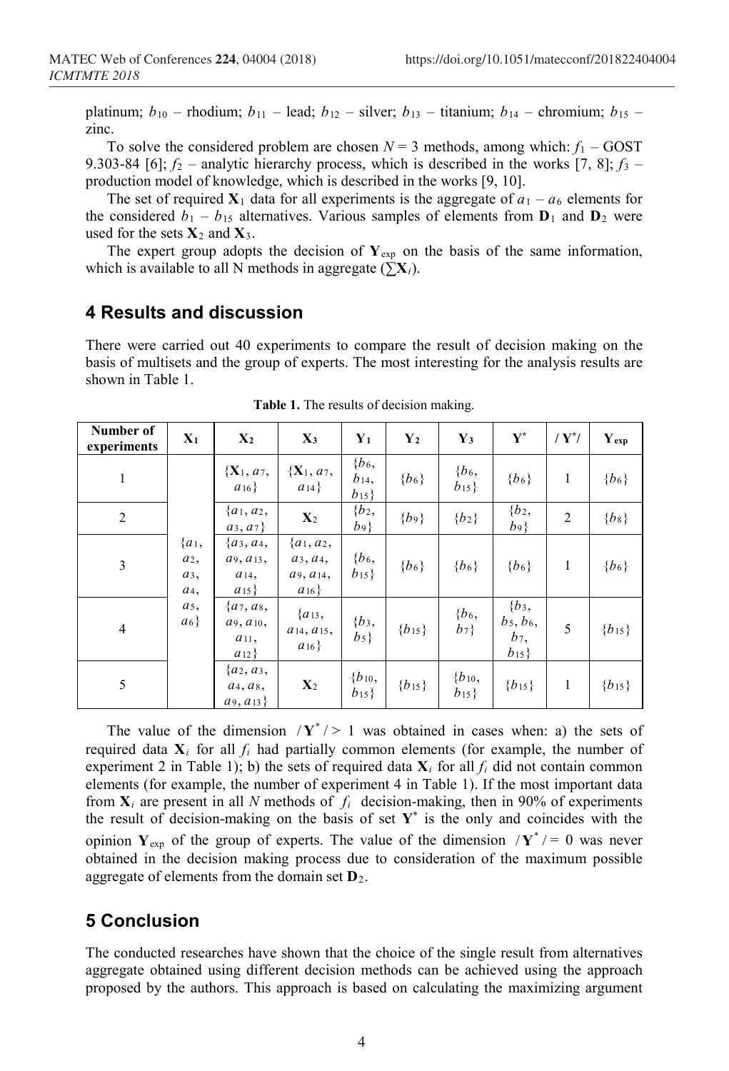platinum; $b_{10}$ – rhodium; $b_{11}$ – lead; $b_{12}$ – silver; $b_{13}$ – titanium; $b_{14}$ – chromium; $b_{15}$ – zinc.

To solve the considered problem are chosen $N = 3$ methods, among which: $f_1$ – GOST 9.303-84 [6]; $f_2$ – analytic hierarchy process, which is described in the works [7, 8]; $f_3$ – production model of knowledge, which is described in the works [9, 10].

The set of required $\mathbf{X}_1$ data for all experiments is the aggregate of $a_1 - a_6$ elements for the considered $b_1 - b_{15}$ alternatives. Various samples of elements from $\mathbf{D}_1$ and $\mathbf{D}_2$ were used for the sets $\mathbf{X}_2$ and $\mathbf{X}_3$.

The expert group adopts the decision of $\mathbf{Y}_{\text{exp}}$ on the basis of the same information, which is available to all N methods in aggregate ($\sum \mathbf{X}_i$).

## 4 Results and discussion

There were carried out 40 experiments to compare the result of decision making on the basis of multisets and the group of experts. The most interesting for the analysis results are shown in Table 1.

**Table 1.** The results of decision making.

| Number of experiments | $\mathbf{X}_1$ | $\mathbf{X}_2$ | $\mathbf{X}_3$ | $\mathbf{Y}_1$ | $\mathbf{Y}_2$ | $\mathbf{Y}_3$ | $\mathbf{Y}^*$ | $/\mathbf{Y}^*/$ | $\mathbf{Y}_{\text{exp}}$ |
|---|---|---|---|---|---|---|---|---|---|
| 1 | $\{a_1, a_2, a_3, a_4, a_5, a_6\}$ | $\{\mathbf{X}_1, a_7, a_{16}\}$ | $\{\mathbf{X}_1, a_7, a_{14}\}$ | $\{b_6, b_{14}, b_{15}\}$ | $\{b_6\}$ | $\{b_6, b_{15}\}$ | $\{b_6\}$ | 1 | $\{b_6\}$ |
| 2 | | $\{a_1, a_2, a_3, a_7\}$ | $\mathbf{X}_2$ | $\{b_2, b_9\}$ | $\{b_9\}$ | $\{b_2\}$ | $\{b_2, b_9\}$ | 2 | $\{b_8\}$ |
| 3 | | $\{a_3, a_4, a_9, a_{13}, a_{14}, a_{15}\}$ | $\{a_1, a_2, a_3, a_4, a_9, a_{14}, a_{16}\}$ | $\{b_6, b_{15}\}$ | $\{b_6\}$ | $\{b_6\}$ | $\{b_6\}$ | 1 | $\{b_6\}$ |
| 4 | | $\{a_7, a_8, a_9, a_{10}, a_{11}, a_{12}\}$ | $\{a_{13}, a_{14}, a_{15}, a_{16}\}$ | $\{b_3, b_5\}$ | $\{b_{15}\}$ | $\{b_6, b_7\}$ | $\{b_3, b_5, b_6, b_7, b_{15}\}$ | 5 | $\{b_{15}\}$ |
| 5 | | $\{a_2, a_3, a_4, a_8, a_9, a_{13}\}$ | $\mathbf{X}_2$ | $\{b_{10}, b_{15}\}$ | $\{b_{15}\}$ | $\{b_{10}, b_{15}\}$ | $\{b_{15}\}$ | 1 | $\{b_{15}\}$ |

The value of the dimension $/\mathbf{Y}^*/ > 1$ was obtained in cases when: a) the sets of required data $\mathbf{X}_i$ for all $f_i$ had partially common elements (for example, the number of experiment 2 in Table 1); b) the sets of required data $\mathbf{X}_i$ for all $f_i$ did not contain common elements (for example, the number of experiment 4 in Table 1). If the most important data from $\mathbf{X}_i$ are present in all $N$ methods of $f_i$ decision-making, then in 90% of experiments the result of decision-making on the basis of set $\mathbf{Y}^*$ is the only and coincides with the opinion $\mathbf{Y}_{\text{exp}}$ of the group of experts. The value of the dimension $/\mathbf{Y}^*/ = 0$ was never obtained in the decision making process due to consideration of the maximum possible aggregate of elements from the domain set $\mathbf{D}_2$.

## 5 Conclusion

The conducted researches have shown that the choice of the single result from alternatives aggregate obtained using different decision methods can be achieved using the approach proposed by the authors. This approach is based on calculating the maximizing argument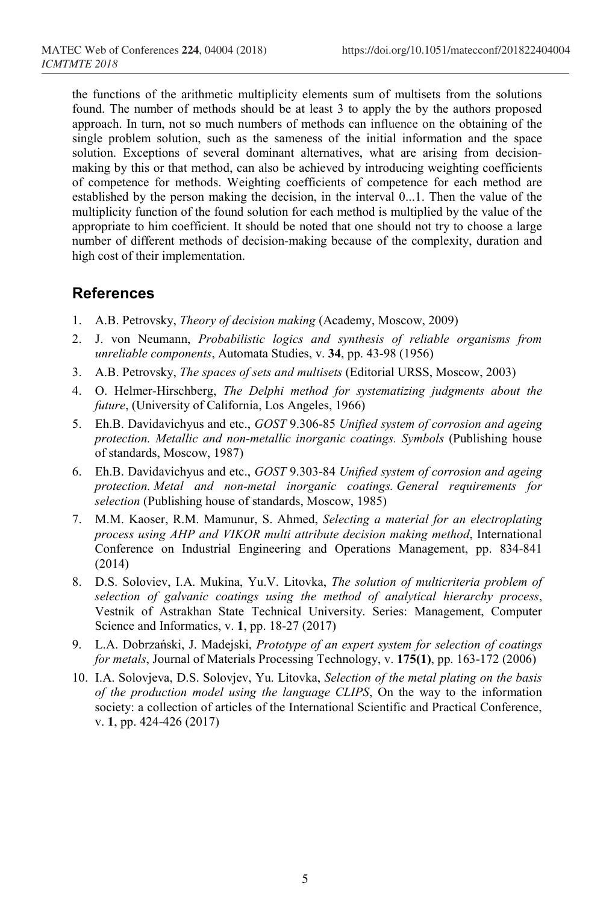the functions of the arithmetic multiplicity elements sum of multisets from the solutions found. The number of methods should be at least 3 to apply the by the authors proposed approach. In turn, not so much numbers of methods can influence on the obtaining of the single problem solution, such as the sameness of the initial information and the space solution. Exceptions of several dominant alternatives, what are arising from decision-making by this or that method, can also be achieved by introducing weighting coefficients of competence for methods. Weighting coefficients of competence for each method are established by the person making the decision, in the interval 0...1. Then the value of the multiplicity function of the found solution for each method is multiplied by the value of the appropriate to him coefficient. It should be noted that one should not try to choose a large number of different methods of decision-making because of the complexity, duration and high cost of their implementation.

## References

1. A.B. Petrovsky, *Theory of decision making* (Academy, Moscow, 2009)
2. J. von Neumann, *Probabilistic logics and synthesis of reliable organisms from unreliable components*, Automata Studies, v. **34**, pp. 43-98 (1956)
3. A.B. Petrovsky, *The spaces of sets and multisets* (Editorial URSS, Moscow, 2003)
4. O. Helmer-Hirschberg, *The Delphi method for systematizing judgments about the future*, (University of California, Los Angeles, 1966)
5. Eh.B. Davidavichyus and etc., *GOST* 9.306-85 *Unified system of corrosion and ageing protection. Metallic and non-metallic inorganic coatings. Symbols* (Publishing house of standards, Moscow, 1987)
6. Eh.B. Davidavichyus and etc., *GOST* 9.303-84 *Unified system of corrosion and ageing protection. Metal and non-metal inorganic coatings. General requirements for selection* (Publishing house of standards, Moscow, 1985)
7. M.M. Kaoser, R.M. Mamunur, S. Ahmed, *Selecting a material for an electroplating process using AHP and VIKOR multi attribute decision making method*, International Conference on Industrial Engineering and Operations Management, pp. 834-841 (2014)
8. D.S. Soloviev, I.A. Mukina, Yu.V. Litovka, *The solution of multicriteria problem of selection of galvanic coatings using the method of analytical hierarchy process*, Vestnik of Astrakhan State Technical University. Series: Management, Computer Science and Informatics, v. **1**, pp. 18-27 (2017)
9. L.A. Dobrzański, J. Madejski, *Prototype of an expert system for selection of coatings for metals*, Journal of Materials Processing Technology, v. **175(1)**, pp. 163-172 (2006)
10. I.A. Solovjeva, D.S. Solovjev, Yu. Litovka, *Selection of the metal plating on the basis of the production model using the language CLIPS*, On the way to the information society: a collection of articles of the International Scientific and Practical Conference, v. **1**, pp. 424-426 (2017)